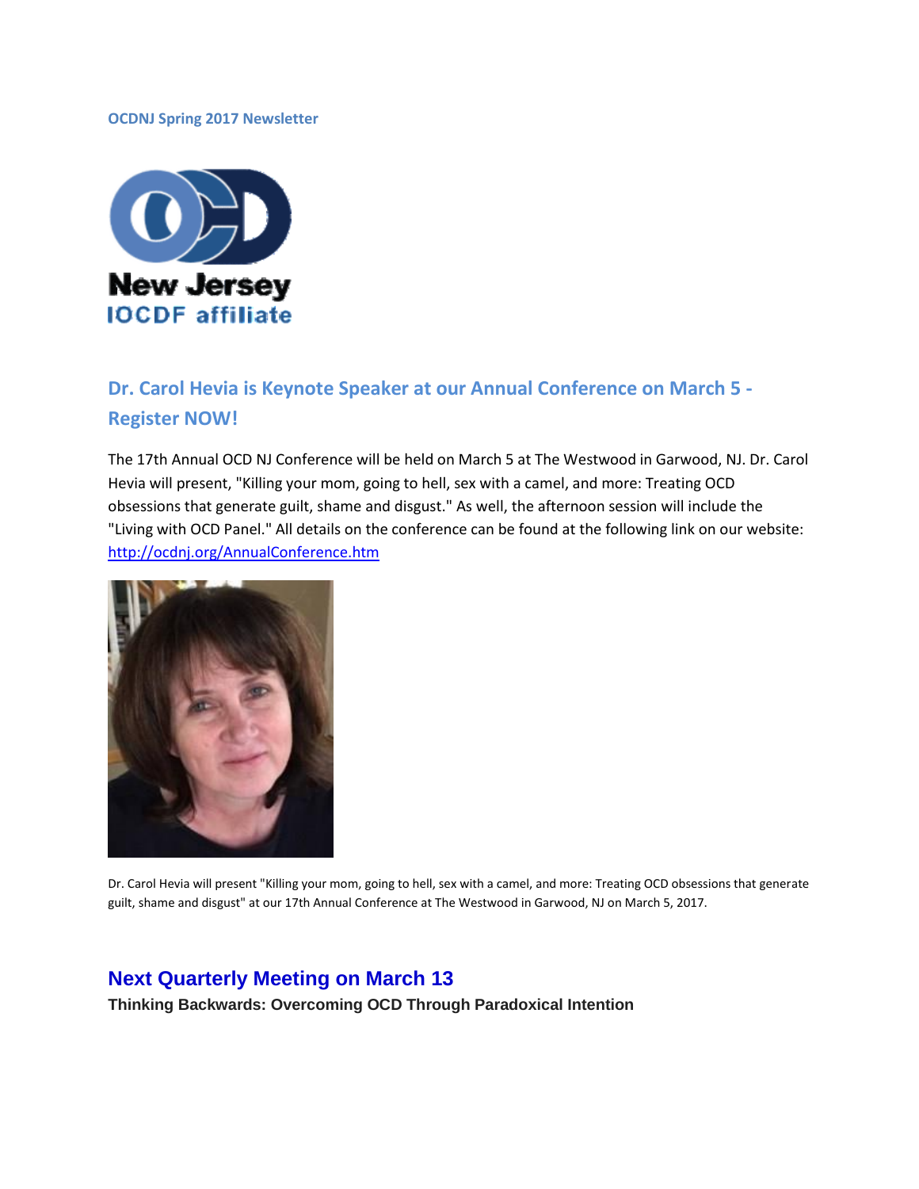**OCDNJ Spring 2017 Newsletter**

## Dr. Carol Hevia is Keynote Speaker at our Annual Conference on March 5 - Register NOW!

The 17th Annual OCD NJ Conference will be held on March 5 at The Westwood in Garwood, NJ. Dr. Carol Hevia will present, "Killing your mom, going to hell, sex with a camel, and more: Treating OCD obsessions that generate guilt, shame and disgust." As well, the afternoon session will include the "Living with OCD Panel." All details on the conference can be found at the following link on our website: [http://ocdnj.org/AnnualConference.htm](http://ocdnj.org/AnnualConference.htm)

Dr. Carol Hevia will present "Killing your mom, going to hell, sex with a camel, and more: Treating OCD obsessions that generate guilt, shame and disgust" at our 17th Annual Conference at The Westwood in Garwood, NJ on March 5, 2017.

## Next Quarterly Meeting on March 13

**Thinking Backwards: Overcoming OCD Through Paradoxical Intention**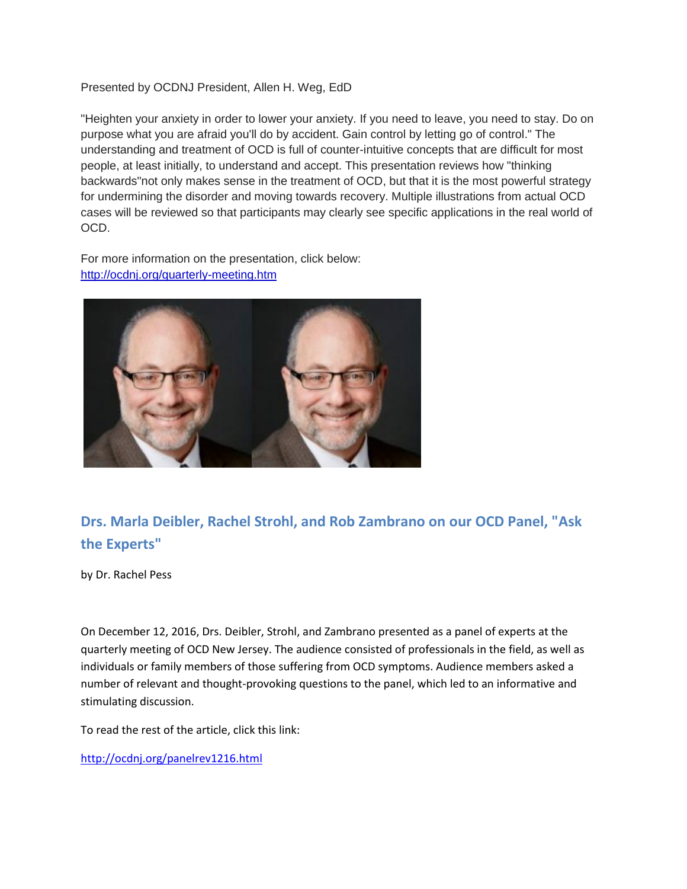Presented by OCDNJ President, Allen H. Weg, EdD

"Heighten your anxiety in order to lower your anxiety. If you need to leave, you need to stay. Do on purpose what you are afraid you'll do by accident. Gain control by letting go of control." The understanding and treatment of OCD is full of counter-intuitive concepts that are difficult for most people, at least initially, to understand and accept. This presentation reviews how "thinking backwards"not only makes sense in the treatment of OCD, but that it is the most powerful strategy for undermining the disorder and moving towards recovery. Multiple illustrations from actual OCD cases will be reviewed so that participants may clearly see specific applications in the real world of OCD.

For more information on the presentation, click below:
http://ocdnj.org/quarterly-meeting.htm

## Drs. Marla Deibler, Rachel Strohl, and Rob Zambrano on our OCD Panel, "Ask the Experts"

by Dr. Rachel Pess

On December 12, 2016, Drs. Deibler, Strohl, and Zambrano presented as a panel of experts at the quarterly meeting of OCD New Jersey. The audience consisted of professionals in the field, as well as individuals or family members of those suffering from OCD symptoms. Audience members asked a number of relevant and thought-provoking questions to the panel, which led to an informative and stimulating discussion.

To read the rest of the article, click this link:

http://ocdnj.org/panelrev1216.html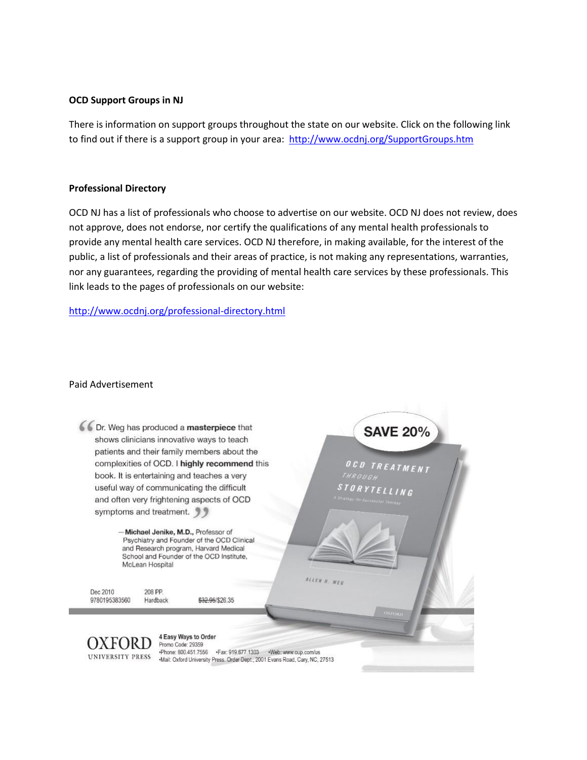**OCD Support Groups in NJ**

There is information on support groups throughout the state on our website. Click on the following link to find out if there is a support group in your area: http://www.ocdnj.org/SupportGroups.htm

**Professional Directory**

OCD NJ has a list of professionals who choose to advertise on our website. OCD NJ does not review, does not approve, does not endorse, nor certify the qualifications of any mental health professionals to provide any mental health care services. OCD NJ therefore, in making available, for the interest of the public, a list of professionals and their areas of practice, is not making any representations, warranties, nor any guarantees, regarding the providing of mental health care services by these professionals. This link leads to the pages of professionals on our website:

http://www.ocdnj.org/professional-directory.html

Paid Advertisement

"Dr. Weg has produced a **masterpiece** that shows clinicians innovative ways to teach patients and their family members about the complexities of OCD. I **highly recommend** this book. It is entertaining and teaches a very useful way of communicating the difficult and often very frightening aspects of OCD symptoms and treatment."

—**Michael Jenike, M.D.,** Professor of Psychiatry and Founder of the OCD Clinical and Research program, Harvard Medical School and Founder of the OCD Institute, McLean Hospital

SAVE 20%

OCD TREATMENT THROUGH STORYTELLING

A Strategy for Successful Therapy

ALLEN H. WEG

Dec 2010 | 208 PP. | ~~$32.95~~/$26.35
9780195383560 | Hardback

OXFORD UNIVERSITY PRESS

**4 Easy Ways to Order**
Promo Code: 29359
•Phone: 800.451.7556 •Fax: 919.677.1303 •Web: www.oup.com/us
•Mail: Oxford University Press, Order Dept., 2001 Evans Road, Cary, NC, 27513